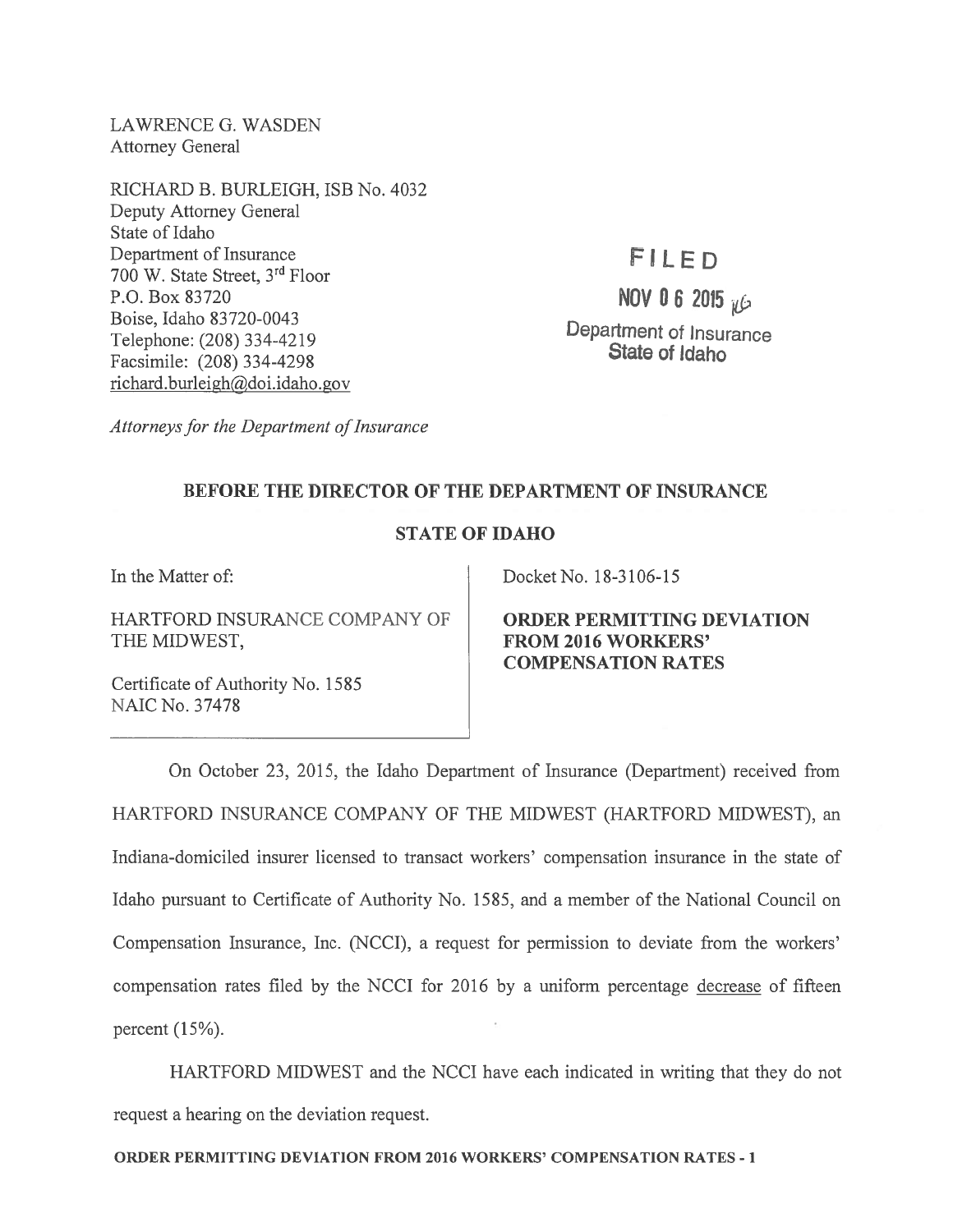LAWRENCE G. WASDEN
Attorney General

RICHARD B. BURLEIGH, ISB No. 4032
Deputy Attorney General
State of Idaho
Department of Insurance
700 W. State Street, 3rd Floor
P.O. Box 83720
Boise, Idaho 83720-0043
Telephone: (208) 334-4219
Facsimile: (208) 334-4298
richard.burleigh@doi.idaho.gov

*Attorneys for the Department of Insurance*

FILED
NOV 06 2015
Department of Insurance
State of Idaho

**BEFORE THE DIRECTOR OF THE DEPARTMENT OF INSURANCE**

**STATE OF IDAHO**

In the Matter of:

HARTFORD INSURANCE COMPANY OF THE MIDWEST,

Certificate of Authority No. 1585
NAIC No. 37478

Docket No. 18-3106-15

**ORDER PERMITTING DEVIATION FROM 2016 WORKERS' COMPENSATION RATES**

On October 23, 2015, the Idaho Department of Insurance (Department) received from HARTFORD INSURANCE COMPANY OF THE MIDWEST (HARTFORD MIDWEST), an Indiana-domiciled insurer licensed to transact workers' compensation insurance in the state of Idaho pursuant to Certificate of Authority No. 1585, and a member of the National Council on Compensation Insurance, Inc. (NCCI), a request for permission to deviate from the workers' compensation rates filed by the NCCI for 2016 by a uniform percentage decrease of fifteen percent (15%).

HARTFORD MIDWEST and the NCCI have each indicated in writing that they do not request a hearing on the deviation request.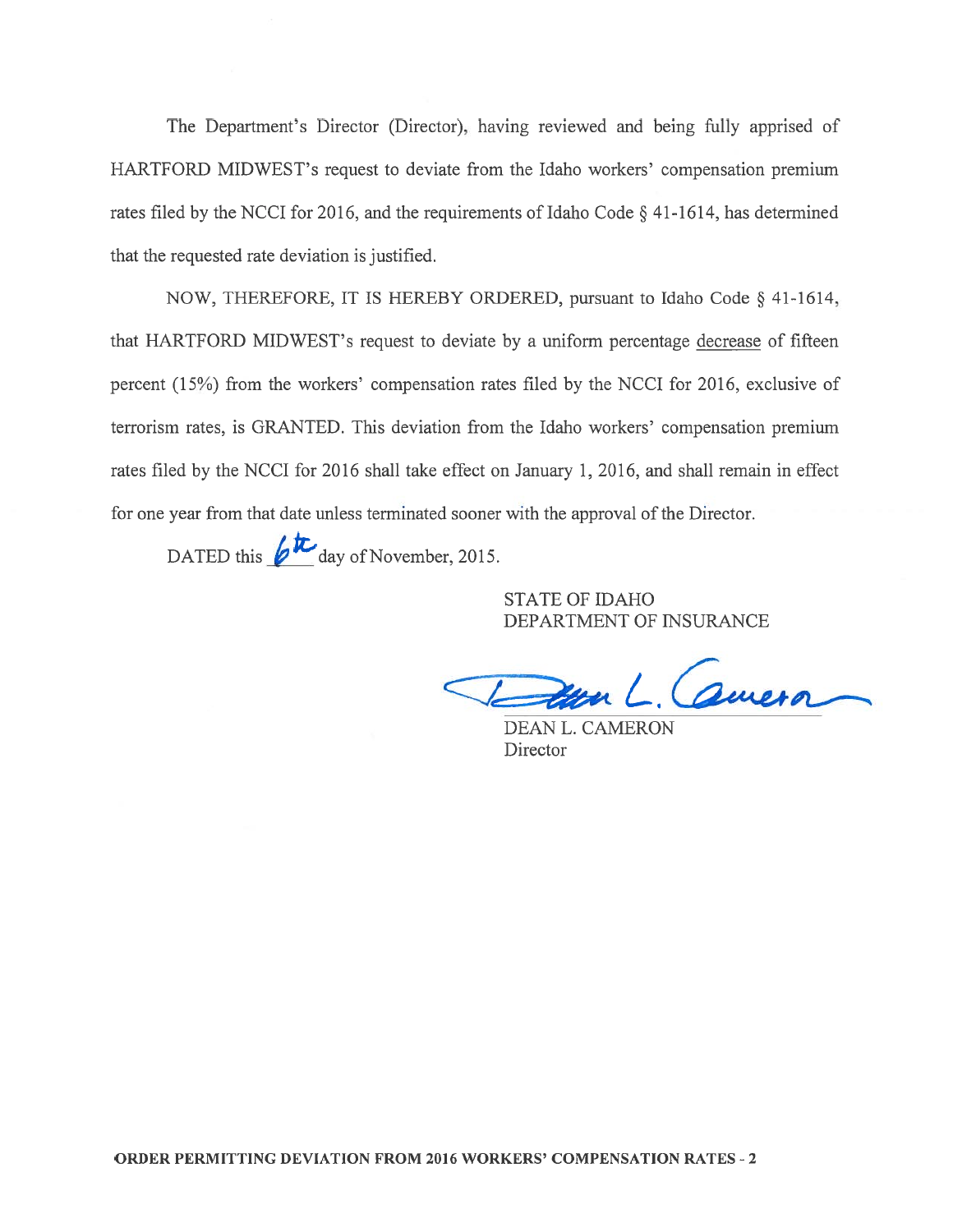The Department's Director (Director), having reviewed and being fully apprised of HARTFORD MIDWEST's request to deviate from the Idaho workers' compensation premium rates filed by the NCCI for 2016, and the requirements of Idaho Code § 41-1614, has determined that the requested rate deviation is justified.

NOW, THEREFORE, IT IS HEREBY ORDERED, pursuant to Idaho Code § 41-1614, that HARTFORD MIDWEST's request to deviate by a uniform percentage decrease of fifteen percent (15%) from the workers' compensation rates filed by the NCCI for 2016, exclusive of terrorism rates, is GRANTED. This deviation from the Idaho workers' compensation premium rates filed by the NCCI for 2016 shall take effect on January 1, 2016, and shall remain in effect for one year from that date unless terminated sooner with the approval of the Director.

DATED this 6th day of November, 2015.

STATE OF IDAHO
DEPARTMENT OF INSURANCE

DEAN L. CAMERON
Director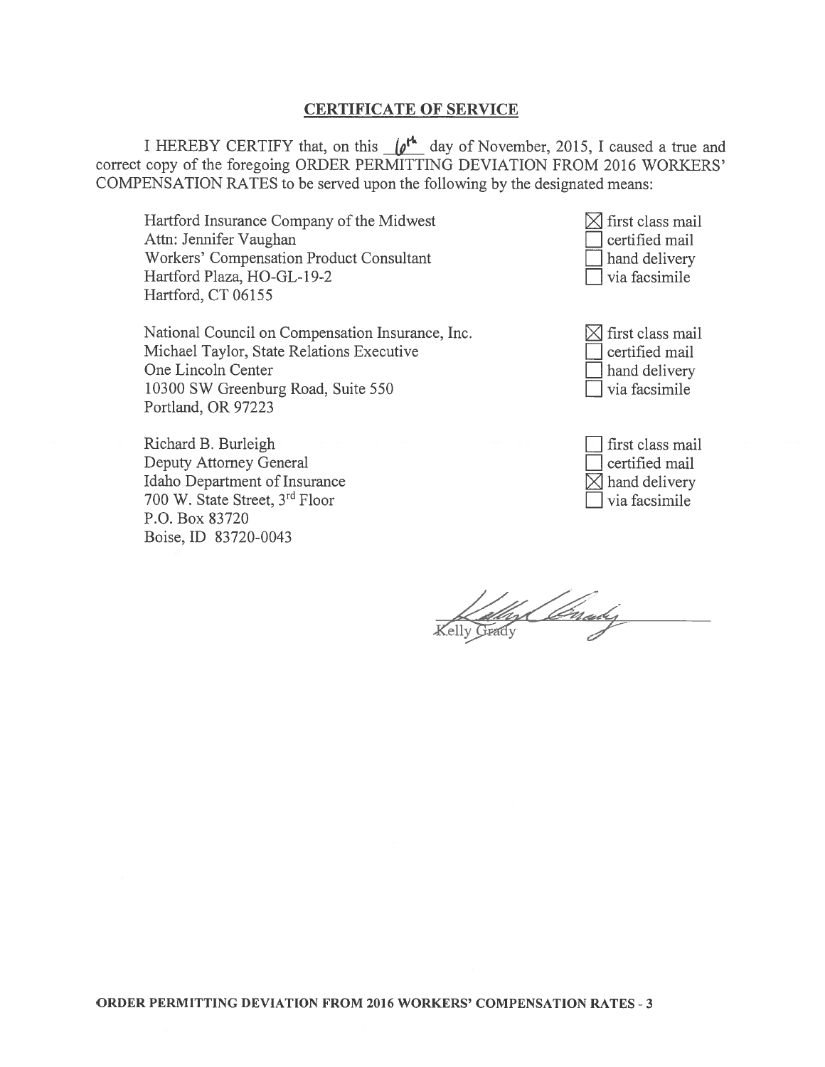## CERTIFICATE OF SERVICE

I HEREBY CERTIFY that, on this 6th day of November, 2015, I caused a true and correct copy of the foregoing ORDER PERMITTING DEVIATION FROM 2016 WORKERS' COMPENSATION RATES to be served upon the following by the designated means:

Hartford Insurance Company of the Midwest
Attn: Jennifer Vaughan
Workers' Compensation Product Consultant
Hartford Plaza, HO-GL-19-2
Hartford, CT 06155

- [x] first class mail
- [ ] certified mail
- [ ] hand delivery
- [ ] via facsimile

National Council on Compensation Insurance, Inc.
Michael Taylor, State Relations Executive
One Lincoln Center
10300 SW Greenburg Road, Suite 550
Portland, OR 97223

- [x] first class mail
- [ ] certified mail
- [ ] hand delivery
- [ ] via facsimile

Richard B. Burleigh
Deputy Attorney General
Idaho Department of Insurance
700 W. State Street, 3rd Floor
P.O. Box 83720
Boise, ID 83720-0043

- [ ] first class mail
- [ ] certified mail
- [x] hand delivery
- [ ] via facsimile

Kelly Grady